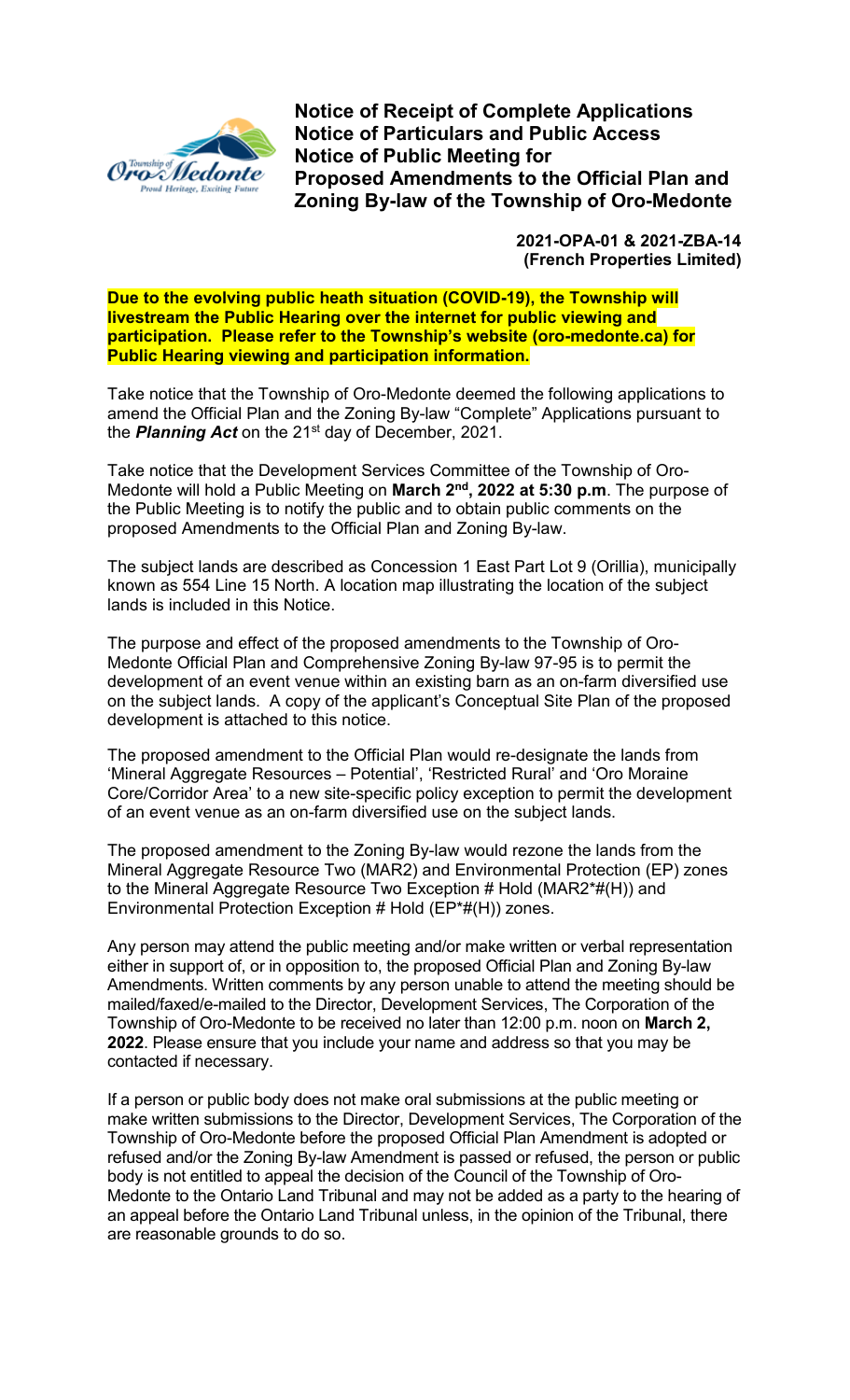# Notice of Receipt of Complete Applications
# Notice of Particulars and Public Access
# Notice of Public Meeting for
# Proposed Amendments to the Official Plan and Zoning By-law of the Township of Oro-Medonte

**2021-OPA-01 & 2021-ZBA-14**
**(French Properties Limited)**

**Due to the evolving public heath situation (COVID-19), the Township will livestream the Public Hearing over the internet for public viewing and participation. Please refer to the Township's website (oro-medonte.ca) for Public Hearing viewing and participation information.**

Take notice that the Township of Oro-Medonte deemed the following applications to amend the Official Plan and the Zoning By-law "Complete" Applications pursuant to the ***Planning Act*** on the 21st day of December, 2021.

Take notice that the Development Services Committee of the Township of Oro-Medonte will hold a Public Meeting on **March 2nd, 2022 at 5:30 p.m**. The purpose of the Public Meeting is to notify the public and to obtain public comments on the proposed Amendments to the Official Plan and Zoning By-law.

The subject lands are described as Concession 1 East Part Lot 9 (Orillia), municipally known as 554 Line 15 North. A location map illustrating the location of the subject lands is included in this Notice.

The purpose and effect of the proposed amendments to the Township of Oro-Medonte Official Plan and Comprehensive Zoning By-law 97-95 is to permit the development of an event venue within an existing barn as an on-farm diversified use on the subject lands. A copy of the applicant's Conceptual Site Plan of the proposed development is attached to this notice.

The proposed amendment to the Official Plan would re-designate the lands from 'Mineral Aggregate Resources – Potential', 'Restricted Rural' and 'Oro Moraine Core/Corridor Area' to a new site-specific policy exception to permit the development of an event venue as an on-farm diversified use on the subject lands.

The proposed amendment to the Zoning By-law would rezone the lands from the Mineral Aggregate Resource Two (MAR2) and Environmental Protection (EP) zones to the Mineral Aggregate Resource Two Exception # Hold (MAR2*#(H)) and Environmental Protection Exception # Hold (EP*#(H)) zones.

Any person may attend the public meeting and/or make written or verbal representation either in support of, or in opposition to, the proposed Official Plan and Zoning By-law Amendments. Written comments by any person unable to attend the meeting should be mailed/faxed/e-mailed to the Director, Development Services, The Corporation of the Township of Oro-Medonte to be received no later than 12:00 p.m. noon on **March 2, 2022**. Please ensure that you include your name and address so that you may be contacted if necessary.

If a person or public body does not make oral submissions at the public meeting or make written submissions to the Director, Development Services, The Corporation of the Township of Oro-Medonte before the proposed Official Plan Amendment is adopted or refused and/or the Zoning By-law Amendment is passed or refused, the person or public body is not entitled to appeal the decision of the Council of the Township of Oro-Medonte to the Ontario Land Tribunal and may not be added as a party to the hearing of an appeal before the Ontario Land Tribunal unless, in the opinion of the Tribunal, there are reasonable grounds to do so.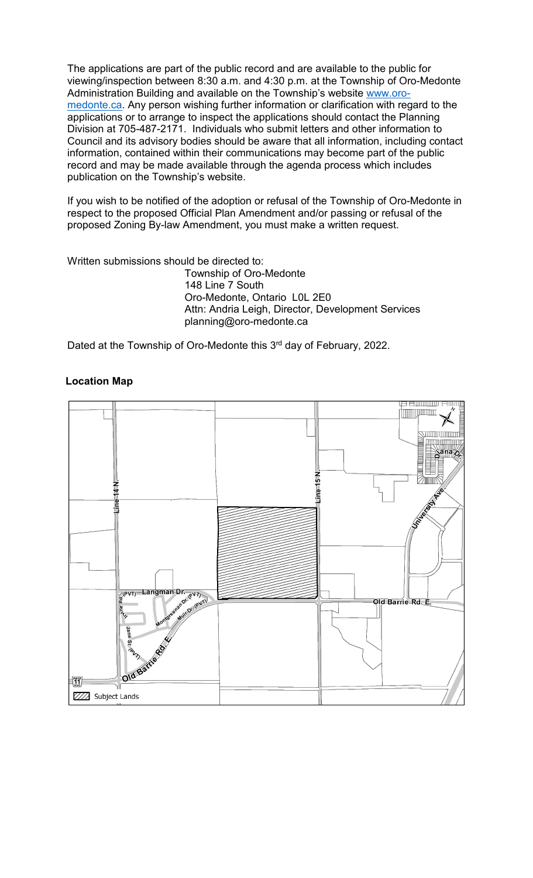The applications are part of the public record and are available to the public for viewing/inspection between 8:30 a.m. and 4:30 p.m. at the Township of Oro-Medonte Administration Building and available on the Township's website [www.oro-medonte.ca](http://www.oro-medonte.ca). Any person wishing further information or clarification with regard to the applications or to arrange to inspect the applications should contact the Planning Division at 705-487-2171. Individuals who submit letters and other information to Council and its advisory bodies should be aware that all information, including contact information, contained within their communications may become part of the public record and may be made available through the agenda process which includes publication on the Township's website.

If you wish to be notified of the adoption or refusal of the Township of Oro-Medonte in respect to the proposed Official Plan Amendment and/or passing or refusal of the proposed Zoning By-law Amendment, you must make a written request.

Written submissions should be directed to:

Township of Oro-Medonte
148 Line 7 South
Oro-Medonte, Ontario L0L 2E0
Attn: Andria Leigh, Director, Development Services
planning@oro-medonte.ca

Dated at the Township of Oro-Medonte this 3rd day of February, 2022.

**Location Map**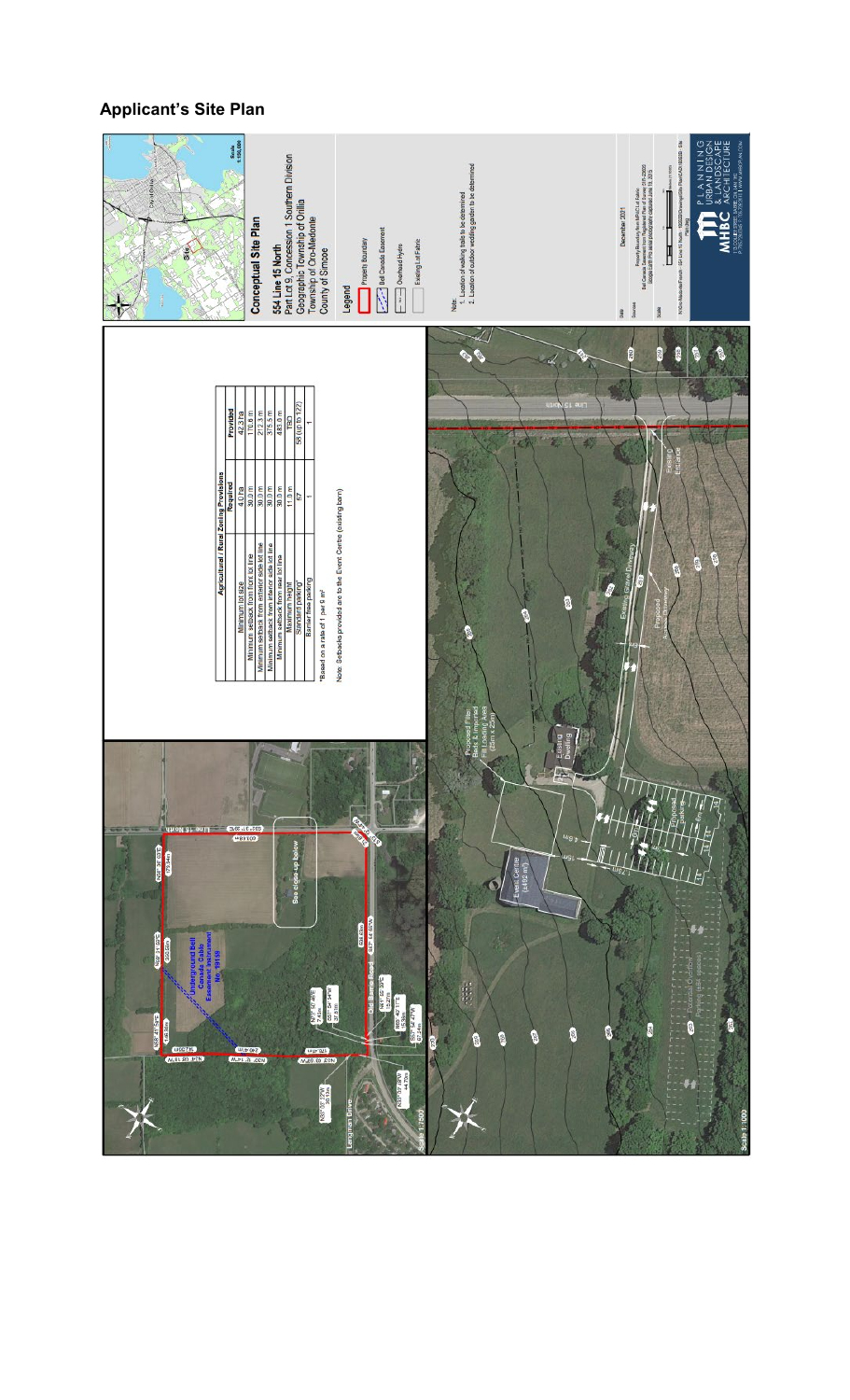## Applicant's Site Plan

### Conceptual Site Plan

554 Line 15 North
Part Lot 9, Concession 1 Southern Division
Geographic Township of Orillia
Township of Oro-Medonte
County of Simcoe

Legend
- Property Boundary
- Bell Canada Easement
- Overhead Hydro
- Existing Lot Fabric

Note:
1. Location of walking trails to be determined
2. Location of outdoor wedding garden to be determined

| Agricultural / Rural Zoning Provisions | | |
|---|---|---|
| | Required | Provided |
| Minimum lot size | 4.0 ha | 42.3 ha |
| Minimum setback from front lot line | 30.0 m | 170.8 m |
| Minimum setback from exterior side lot line | 30.0 m | 273.3 m |
| Minimum setback from interior side lot line | 30.0 m | 375.5 m |
| Minimum setback from rear lot line | 30.0 m | 483.0 m |
| Maximum height | 11.0 m | TBD |
| Standard parking* | 57 | 58 (up to 122) |
| Barrier free parking | 1 | 1 |

*Based on a rate of 1 per 6 m²

Note: Setbacks provided are to the Event Centre (existing barn)

Underground Bell Canada Cable Easement Instrument No. 19159

See close-up below

Line 15 North

Old Barrie Road

Lenglen Drive

Existing Gravel Driveway

Proposed Driveway

Existing Entrance

Existing Dwelling

Event Centre (4492 m²)

Proposed Filter Beds & Imported Fill (Existing Lawn) (20m x 20m)

Proposed Parking

Potential Overflow Parking (65 spaces)

Scale 1:7,500

Scale 1:1,000

Date: December 2021

Sources: Property Boundary from MPAC Lot Fabric; Bell Canada Easement from Registered Plan of Survey

MHBC PLANNING URBAN DESIGN & LANDSCAPE ARCHITECTURE